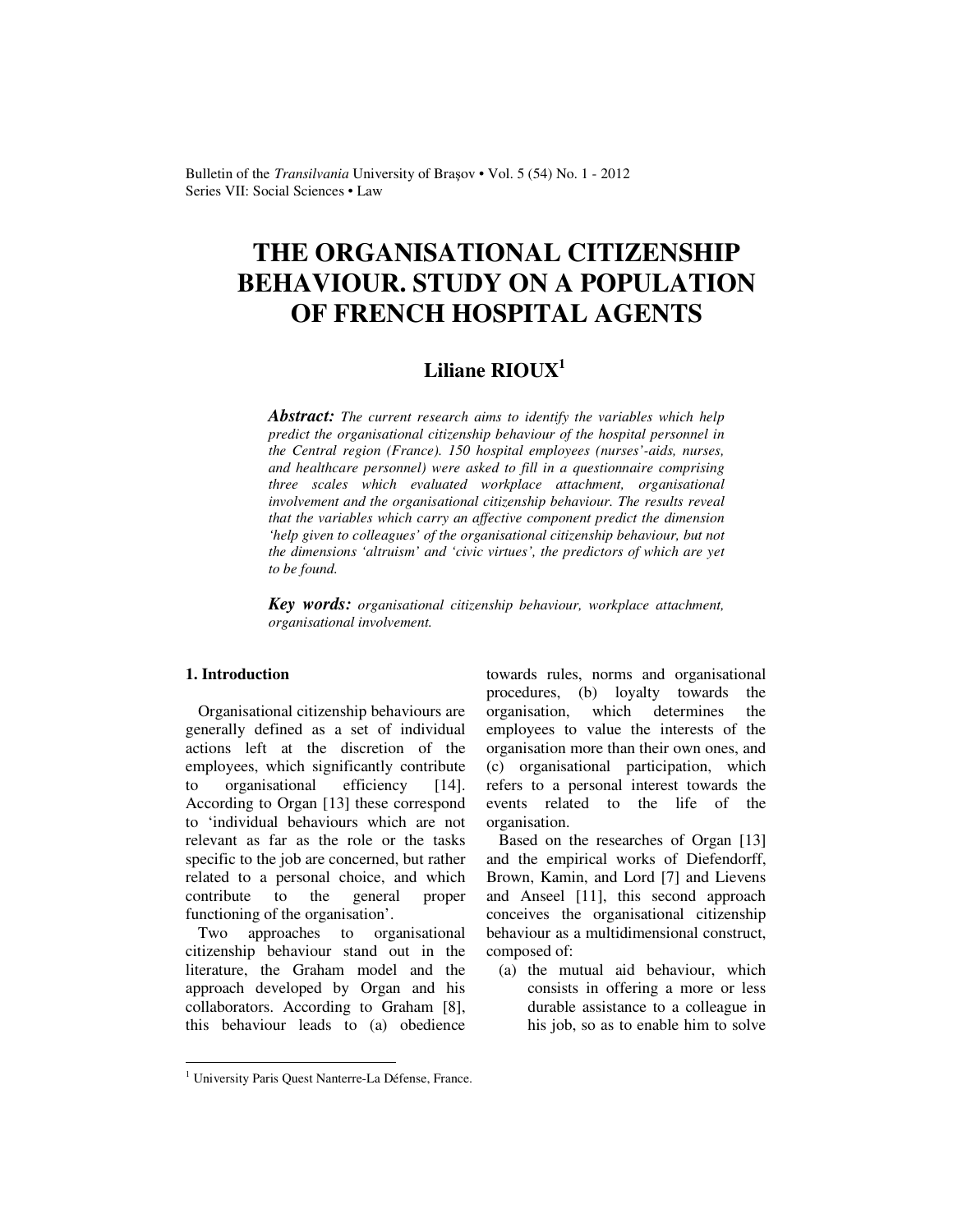# THE ORGANISATIONAL CITIZENSHIP BEHAVIOUR. STUDY ON A POPULATION OF FRENCH HOSPITAL AGENTS

**Liliane RIOUX**[1]

***Abstract:*** *The current research aims to identify the variables which help predict the organisational citizenship behaviour of the hospital personnel in the Central region (France). 150 hospital employees (nurses'-aids, nurses, and healthcare personnel) were asked to fill in a questionnaire comprising three scales which evaluated workplace attachment, organisational involvement and the organisational citizenship behaviour. The results reveal that the variables which carry an affective component predict the dimension 'help given to colleagues' of the organisational citizenship behaviour, but not the dimensions 'altruism' and 'civic virtues', the predictors of which are yet to be found.*

***Key words:*** *organisational citizenship behaviour, workplace attachment, organisational involvement.*

## 1. Introduction

Organisational citizenship behaviours are generally defined as a set of individual actions left at the discretion of the employees, which significantly contribute to organisational efficiency [14]. According to Organ [13] these correspond to 'individual behaviours which are not relevant as far as the role or the tasks specific to the job are concerned, but rather related to a personal choice, and which contribute to the general proper functioning of the organisation'.

Two approaches to organisational citizenship behaviour stand out in the literature, the Graham model and the approach developed by Organ and his collaborators. According to Graham [8], this behaviour leads to (a) obedience towards rules, norms and organisational procedures, (b) loyalty towards the organisation, which determines the employees to value the interests of the organisation more than their own ones, and (c) organisational participation, which refers to a personal interest towards the events related to the life of the organisation.

Based on the researches of Organ [13] and the empirical works of Diefendorff, Brown, Kamin, and Lord [7] and Lievens and Anseel [11], this second approach conceives the organisational citizenship behaviour as a multidimensional construct, composed of:

(a) the mutual aid behaviour, which consists in offering a more or less durable assistance to a colleague in his job, so as to enable him to solve

[1] University Paris Quest Nanterre-La Défense, France.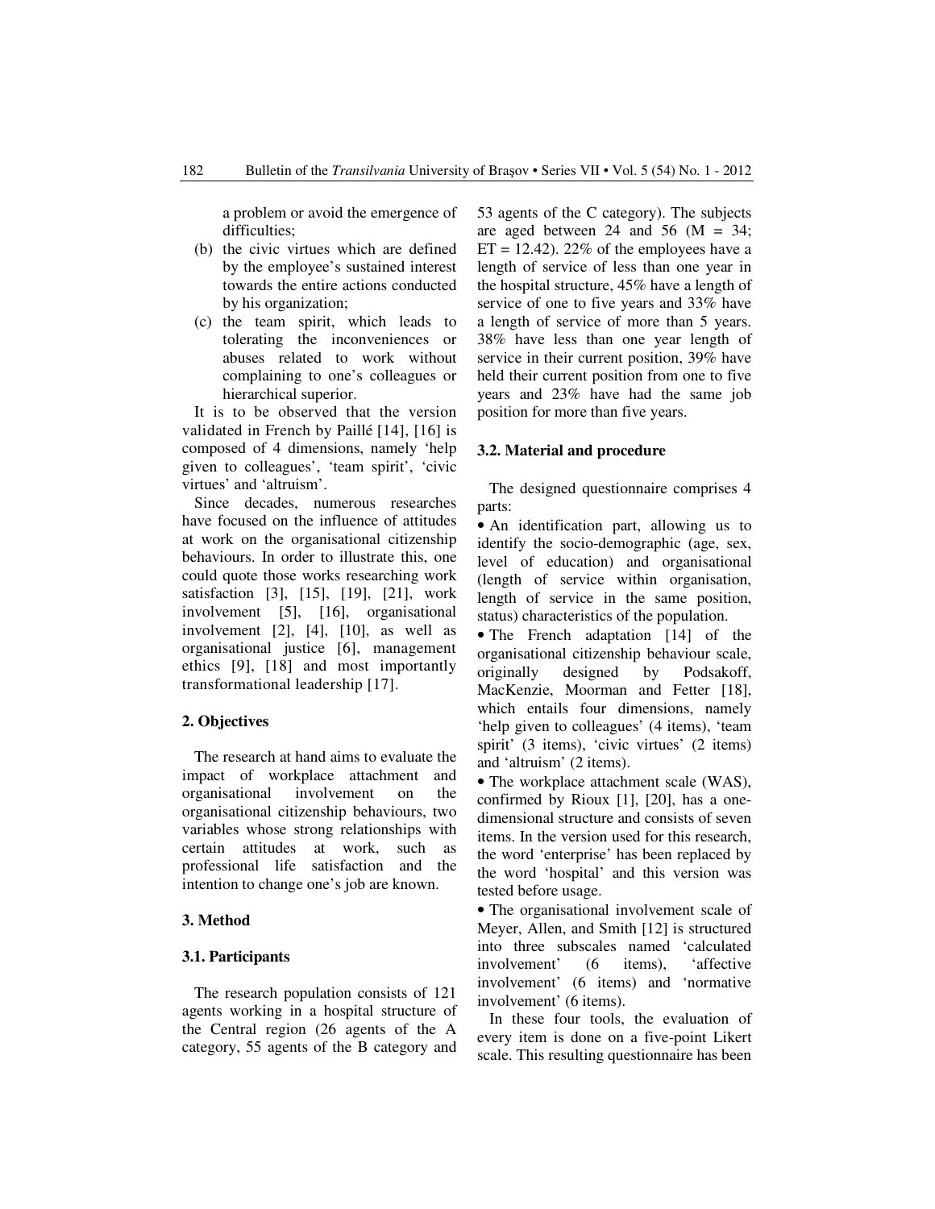a problem or avoid the emergence of difficulties;

(b) the civic virtues which are defined by the employee's sustained interest towards the entire actions conducted by his organization;

(c) the team spirit, which leads to tolerating the inconveniences or abuses related to work without complaining to one's colleagues or hierarchical superior.

It is to be observed that the version validated in French by Paillé [14], [16] is composed of 4 dimensions, namely 'help given to colleagues', 'team spirit', 'civic virtues' and 'altruism'.

Since decades, numerous researches have focused on the influence of attitudes at work on the organisational citizenship behaviours. In order to illustrate this, one could quote those works researching work satisfaction [3], [15], [19], [21], work involvement [5], [16], organisational involvement [2], [4], [10], as well as organisational justice [6], management ethics [9], [18] and most importantly transformational leadership [17].

## 2. Objectives

The research at hand aims to evaluate the impact of workplace attachment and organisational involvement on the organisational citizenship behaviours, two variables whose strong relationships with certain attitudes at work, such as professional life satisfaction and the intention to change one's job are known.

## 3. Method

### 3.1. Participants

The research population consists of 121 agents working in a hospital structure of the Central region (26 agents of the A category, 55 agents of the B category and 53 agents of the C category). The subjects are aged between 24 and 56 (M = 34; ET = 12.42). 22% of the employees have a length of service of less than one year in the hospital structure, 45% have a length of service of one to five years and 33% have a length of service of more than 5 years. 38% have less than one year length of service in their current position, 39% have held their current position from one to five years and 23% have had the same job position for more than five years.

### 3.2. Material and procedure

The designed questionnaire comprises 4 parts:

- An identification part, allowing us to identify the socio-demographic (age, sex, level of education) and organisational (length of service within organisation, length of service in the same position, status) characteristics of the population.
- The French adaptation [14] of the organisational citizenship behaviour scale, originally designed by Podsakoff, MacKenzie, Moorman and Fetter [18], which entails four dimensions, namely 'help given to colleagues' (4 items), 'team spirit' (3 items), 'civic virtues' (2 items) and 'altruism' (2 items).
- The workplace attachment scale (WAS), confirmed by Rioux [1], [20], has a one-dimensional structure and consists of seven items. In the version used for this research, the word 'enterprise' has been replaced by the word 'hospital' and this version was tested before usage.
- The organisational involvement scale of Meyer, Allen, and Smith [12] is structured into three subscales named 'calculated involvement' (6 items), 'affective involvement' (6 items) and 'normative involvement' (6 items).

In these four tools, the evaluation of every item is done on a five-point Likert scale. This resulting questionnaire has been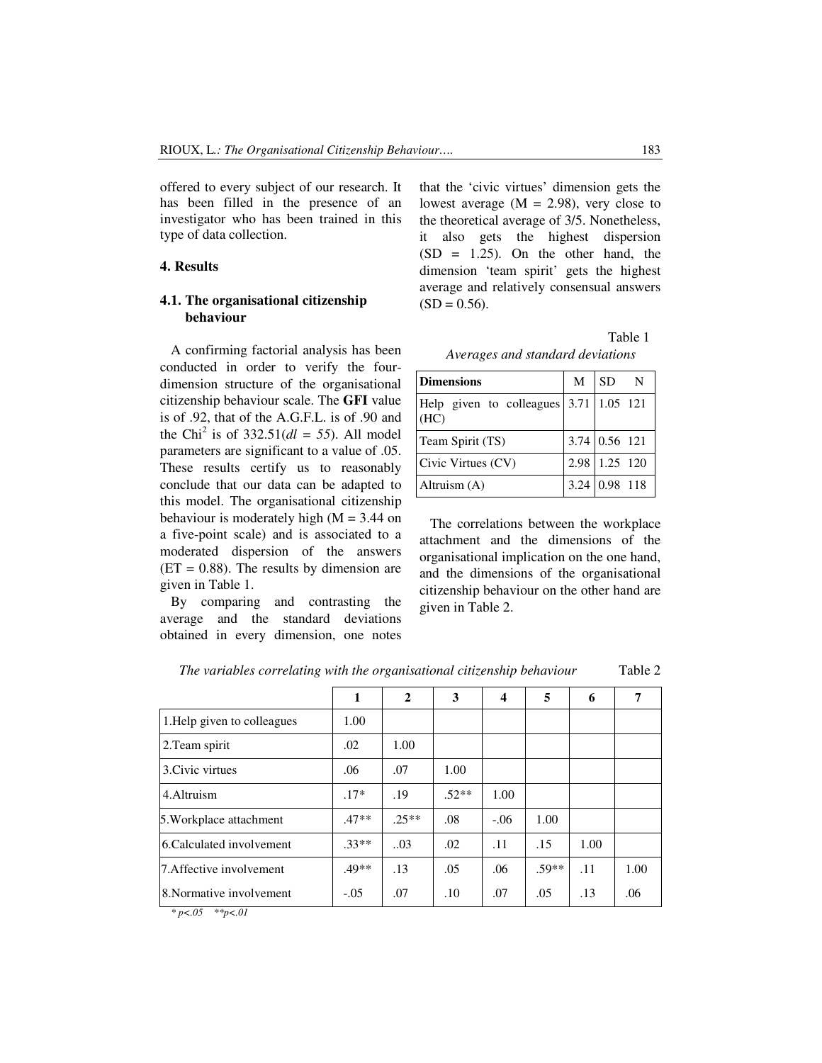offered to every subject of our research. It has been filled in the presence of an investigator who has been trained in this type of data collection.

## 4. Results

### 4.1. The organisational citizenship behaviour

A confirming factorial analysis has been conducted in order to verify the four-dimension structure of the organisational citizenship behaviour scale. The **GFI** value is of .92, that of the A.G.F.L. is of .90 and the $Chi^2$ is of 332.51(*dl = 55*). All model parameters are significant to a value of .05. These results certify us to reasonably conclude that our data can be adapted to this model. The organisational citizenship behaviour is moderately high (M = 3.44 on a five-point scale) and is associated to a moderated dispersion of the answers (ET = 0.88). The results by dimension are given in Table 1.

By comparing and contrasting the average and the standard deviations obtained in every dimension, one notes that the 'civic virtues' dimension gets the lowest average (M = 2.98), very close to the theoretical average of 3/5. Nonetheless, it also gets the highest dispersion (SD = 1.25). On the other hand, the dimension 'team spirit' gets the highest average and relatively consensual answers (SD = 0.56).

Table 1

*Averages and standard deviations*

| **Dimensions** | M | SD | N |
|---|---|---|---|
| Help given to colleagues (HC) | 3.71 | 1.05 | 121 |
| Team Spirit (TS) | 3.74 | 0.56 | 121 |
| Civic Virtues (CV) | 2.98 | 1.25 | 120 |
| Altruism (A) | 3.24 | 0.98 | 118 |

The correlations between the workplace attachment and the dimensions of the organisational implication on the one hand, and the dimensions of the organisational citizenship behaviour on the other hand are given in Table 2.

*The variables correlating with the organisational citizenship behaviour* Table 2

| | **1** | **2** | **3** | **4** | **5** | **6** | **7** |
|---|---|---|---|---|---|---|---|
| 1.Help given to colleagues | 1.00 | | | | | | |
| 2.Team spirit | .02 | 1.00 | | | | | |
| 3.Civic virtues | .06 | .07 | 1.00 | | | | |
| 4.Altruism | .17* | .19 | .52** | 1.00 | | | |
| 5.Workplace attachment | .47** | .25** | .08 | -.06 | 1.00 | | |
| 6.Calculated involvement | .33** | ..03 | .02 | .11 | .15 | 1.00 | |
| 7.Affective involvement | .49** | .13 | .05 | .06 | .59** | .11 | 1.00 |
| 8.Normative involvement | -.05 | .07 | .10 | .07 | .05 | .13 | .06 |

*\* p<.05 \*\*p<.01*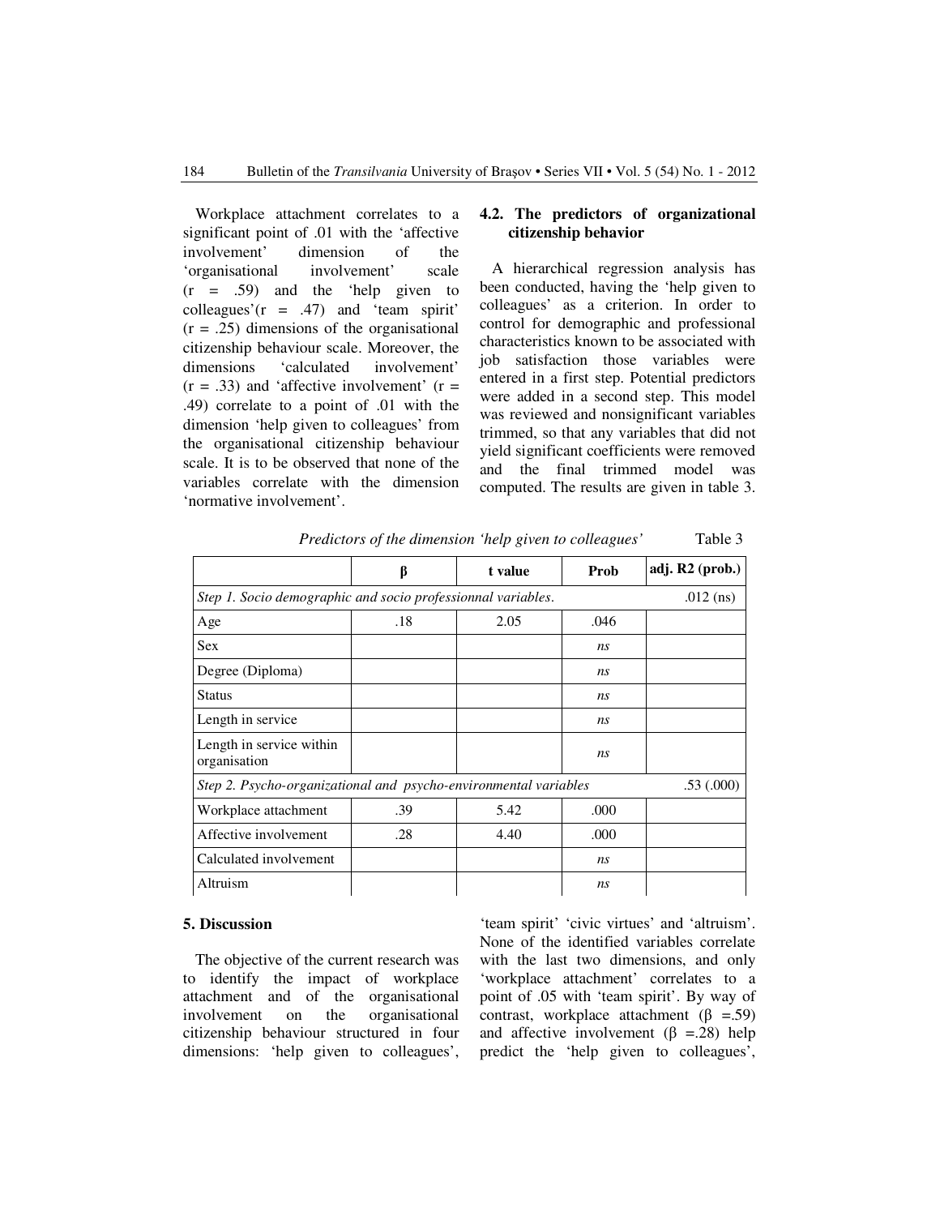Workplace attachment correlates to a significant point of .01 with the 'affective involvement' dimension of the 'organisational involvement' scale (r = .59) and the 'help given to colleagues'(r = .47) and 'team spirit' (r = .25) dimensions of the organisational citizenship behaviour scale. Moreover, the dimensions 'calculated involvement' (r = .33) and 'affective involvement' (r = .49) correlate to a point of .01 with the dimension 'help given to colleagues' from the organisational citizenship behaviour scale. It is to be observed that none of the variables correlate with the dimension 'normative involvement'.

### 4.2. The predictors of organizational citizenship behavior

A hierarchical regression analysis has been conducted, having the 'help given to colleagues' as a criterion. In order to control for demographic and professional characteristics known to be associated with job satisfaction those variables were entered in a first step. Potential predictors were added in a second step. This model was reviewed and nonsignificant variables trimmed, so that any variables that did not yield significant coefficients were removed and the final trimmed model was computed. The results are given in table 3.

*Predictors of the dimension 'help given to colleagues'* Table 3

| | β | t value | Prob | adj. R2 (prob.) |
|---|---|---|---|---|
| *Step 1. Socio demographic and socio professionnal variables.* | | | | .012 (ns) |
| Age | .18 | 2.05 | .046 | |
| Sex | | | *ns* | |
| Degree (Diploma) | | | *ns* | |
| Status | | | *ns* | |
| Length in service | | | *ns* | |
| Length in service within organisation | | | *ns* | |
| *Step 2. Psycho-organizational and psycho-environmental variables* | | | | .53 (.000) |
| Workplace attachment | .39 | 5.42 | .000 | |
| Affective involvement | .28 | 4.40 | .000 | |
| Calculated involvement | | | *ns* | |
| Altruism | | | *ns* | |

## 5. Discussion

The objective of the current research was to identify the impact of workplace attachment and of the organisational involvement on the organisational citizenship behaviour structured in four dimensions: 'help given to colleagues', 'team spirit' 'civic virtues' and 'altruism'. None of the identified variables correlate with the last two dimensions, and only 'workplace attachment' correlates to a point of .05 with 'team spirit'. By way of contrast, workplace attachment (β =.59) and affective involvement (β =.28) help predict the 'help given to colleagues',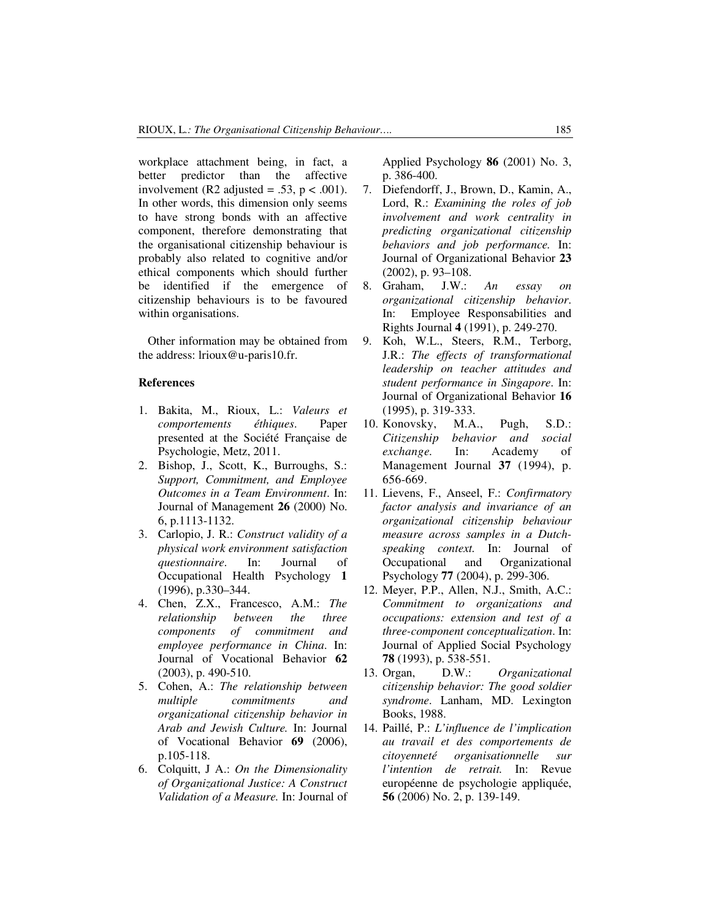workplace attachment being, in fact, a better predictor than the affective involvement ($R^2$ adjusted = .53, $p < .001$). In other words, this dimension only seems to have strong bonds with an affective component, therefore demonstrating that the organisational citizenship behaviour is probably also related to cognitive and/or ethical components which should further be identified if the emergence of citizenship behaviours is to be favoured within organisations.

Other information may be obtained from the address: lrioux@u-paris10.fr.

### References

1. Bakita, M., Rioux, L.: *Valeurs et comportements éthiques*. Paper presented at the Société Française de Psychologie, Metz, 2011.
2. Bishop, J., Scott, K., Burroughs, S.: *Support, Commitment, and Employee Outcomes in a Team Environment*. In: Journal of Management **26** (2000) No. 6, p.1113-1132.
3. Carlopio, J. R.: *Construct validity of a physical work environment satisfaction questionnaire*. In: Journal of Occupational Health Psychology **1** (1996), p.330–344.
4. Chen, Z.X., Francesco, A.M.: *The relationship between the three components of commitment and employee performance in China*. In: Journal of Vocational Behavior **62** (2003), p. 490-510.
5. Cohen, A.: *The relationship between multiple commitments and organizational citizenship behavior in Arab and Jewish Culture.* In: Journal of Vocational Behavior **69** (2006), p.105-118.
6. Colquitt, J A.: *On the Dimensionality of Organizational Justice: A Construct Validation of a Measure.* In: Journal of Applied Psychology **86** (2001) No. 3, p. 386-400.
7. Diefendorff, J., Brown, D., Kamin, A., Lord, R.: *Examining the roles of job involvement and work centrality in predicting organizational citizenship behaviors and job performance.* In: Journal of Organizational Behavior **23** (2002), p. 93–108.
8. Graham, J.W.: *An essay on organizational citizenship behavior*. In: Employee Responsabilities and Rights Journal **4** (1991), p. 249-270.
9. Koh, W.L., Steers, R.M., Terborg, J.R.: *The effects of transformational leadership on teacher attitudes and student performance in Singapore*. In: Journal of Organizational Behavior **16** (1995), p. 319-333.
10. Konovsky, M.A., Pugh, S.D.: *Citizenship behavior and social exchange.* In: Academy of Management Journal **37** (1994), p. 656-669.
11. Lievens, F., Anseel, F.: *Confirmatory factor analysis and invariance of an organizational citizenship behaviour measure across samples in a Dutch-speaking context.* In: Journal of Occupational and Organizational Psychology **77** (2004), p. 299-306.
12. Meyer, P.P., Allen, N.J., Smith, A.C.: *Commitment to organizations and occupations: extension and test of a three-component conceptualization*. In: Journal of Applied Social Psychology **78** (1993), p. 538-551.
13. Organ, D.W.: *Organizational citizenship behavior: The good soldier syndrome*. Lanham, MD. Lexington Books, 1988.
14. Paillé, P.: *L'influence de l'implication au travail et des comportements de citoyenneté organisationnelle sur l'intention de retrait.* In: Revue européenne de psychologie appliquée, **56** (2006) No. 2, p. 139-149.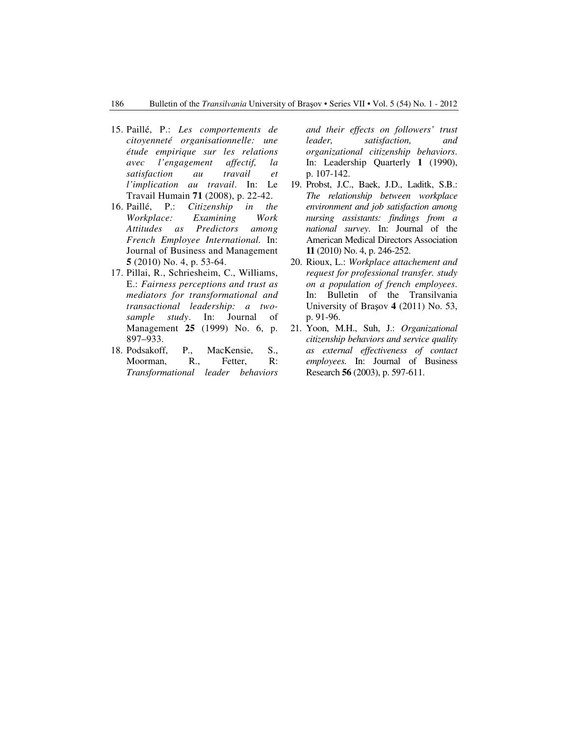15. Paillé, P.: *Les comportements de citoyenneté organisationnelle: une étude empirique sur les relations avec l'engagement affectif, la satisfaction au travail et l'implication au travail*. In: Le Travail Humain **71** (2008), p. 22-42.
16. Paillé, P.: *Citizenship in the Workplace: Examining Work Attitudes as Predictors among French Employee International.* In: Journal of Business and Management **5** (2010) No. 4, p. 53-64.
17. Pillai, R., Schriesheim, C., Williams, E.: *Fairness perceptions and trust as mediators for transformational and transactional leadership: a two-sample study*. In: Journal of Management **25** (1999) No. 6, p. 897–933.
18. Podsakoff, P., MacKensie, S., Moorman, R., Fetter, R: *Transformational leader behaviors and their effects on followers' trust leader, satisfaction, and organizational citizenship behaviors*. In: Leadership Quarterly **1** (1990), p. 107-142.
19. Probst, J.C., Baek, J.D., Laditk, S.B.: *The relationship between workplace environment and job satisfaction among nursing assistants: findings from a national survey*. In: Journal of the American Medical Directors Association **11** (2010) No. 4, p. 246-252.
20. Rioux, L.: *Workplace attachement and request for professional transfer. study on a population of french employees*. In: Bulletin of the Transilvania University of Braşov **4** (2011) No. 53, p. 91-96.
21. Yoon, M.H., Suh, J.: *Organizational citizenship behaviors and service quality as external effectiveness of contact employees.* In: Journal of Business Research **56** (2003), p. 597-611.